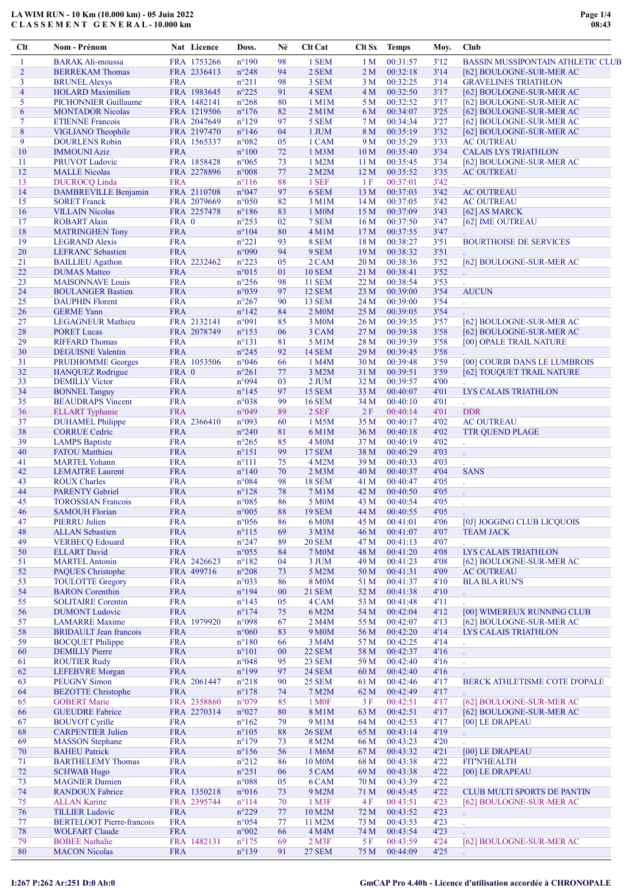# LA WIM RUN - 10 Km (10.000 km) - 05 Juin 2022
## C L A S S E M E N T G E N E R A L - 10.000 km

| Clt | Nom - Prénom | Nat | Licence | Doss. | Né | Clt Cat | Clt Sx | Temps | Moy. | Club |
|---|---|---|---|---|---|---|---|---|---|---|
| 1 | BARAK Ali-moussa | FRA | 1753266 | n°190 | 98 | 1 SEM | 1 M | 00:31:57 | 3'12 | BASSIN MUSSIPONTAIN ATHLETIC CLUB |
| 2 | BERREKAM Thomas | FRA | 2336413 | n°248 | 94 | 2 SEM | 2 M | 00:32:18 | 3'14 | [62] BOULOGNE-SUR-MER AC |
| 3 | BRUNEL Alexys | FRA | | n°211 | 98 | 3 SEM | 3 M | 00:32:25 | 3'14 | GRAVELINES TRIATHLON |
| 4 | HOLARD Maximilien | FRA | 1983645 | n°225 | 91 | 4 SEM | 4 M | 00:32:50 | 3'17 | [62] BOULOGNE-SUR-MER AC |
| 5 | PICHONNIER Guillaume | FRA | 1482141 | n°268 | 80 | 1 M1M | 5 M | 00:32:52 | 3'17 | [62] BOULOGNE-SUR-MER AC |
| 6 | MONTADOR Nicolas | FRA | 1219506 | n°176 | 82 | 2 M1M | 6 M | 00:34:07 | 3'25 | [62] BOULOGNE-SUR-MER AC |
| 7 | ETIENNE Francois | FRA | 2047649 | n°129 | 97 | 5 SEM | 7 M | 00:34:34 | 3'27 | [62] BOULOGNE-SUR-MER AC |
| 8 | VIGLIANO Theophile | FRA | 2197470 | n°146 | 04 | 1 JUM | 8 M | 00:35:19 | 3'32 | [62] BOULOGNE-SUR-MER AC |
| 9 | DOURLENS Robin | FRA | 1565337 | n°082 | 05 | 1 CAM | 9 M | 00:35:29 | 3'33 | AC OUTREAU |
| 10 | IMMOUNI Aziz | FRA | | n°100 | 72 | 1 M3M | 10 M | 00:35:40 | 3'34 | CALAIS LYS TRIATHLON |
| 11 | PRUVOT Ludovic | FRA | 1858428 | n°065 | 73 | 1 M2M | 11 M | 00:35:45 | 3'34 | [62] BOULOGNE-SUR-MER AC |
| 12 | MALLE Nicolas | FRA | 2278896 | n°008 | 77 | 2 M2M | 12 M | 00:35:52 | 3'35 | AC OUTREAU |
| 13 | DUCROCQ Linda | FRA | | n°116 | 88 | 1 SEF | 1 F | 00:37:01 | 3'42 | . |
| 14 | DAMBREVILLE Benjamin | FRA | 2110708 | n°047 | 97 | 6 SEM | 13 M | 00:37:03 | 3'42 | AC OUTREAU |
| 15 | SORET Franck | FRA | 2079669 | n°050 | 82 | 3 M1M | 14 M | 00:37:05 | 3'42 | AC OUTREAU |
| 16 | VILLAIN Nicolas | FRA | 2257478 | n°186 | 83 | 1 M0M | 15 M | 00:37:09 | 3'43 | [62] AS MARCK |
| 17 | ROBART Alain | FRA | 0 | n°253 | 02 | 7 SEM | 16 M | 00:37:50 | 3'47 | [62] IME OUTREAU |
| 18 | MATRINGHEN Tony | FRA | | n°104 | 80 | 4 M1M | 17 M | 00:37:55 | 3'47 | . |
| 19 | LEGRAND Alexis | FRA | | n°221 | 93 | 8 SEM | 18 M | 00:38:27 | 3'51 | BOURTHOISE DE SERVICES |
| 20 | LEFRANC Sebastien | FRA | | n°090 | 94 | 9 SEM | 19 M | 00:38:32 | 3'51 | . |
| 21 | BAILLIEU Agathon | FRA | 2232462 | n°223 | 05 | 2 CAM | 20 M | 00:38:36 | 3'52 | [62] BOULOGNE-SUR-MER AC |
| 22 | DUMAS Matteo | FRA | | n°015 | 01 | 10 SEM | 21 M | 00:38:41 | 3'52 | . |
| 23 | MAISONNAVE Louis | FRA | | n°256 | 98 | 11 SEM | 22 M | 00:38:54 | 3'53 | . |
| 24 | BOULANGER Bastien | FRA | | n°039 | 97 | 12 SEM | 23 M | 00:39:00 | 3'54 | AUCUN |
| 25 | DAUPHIN Florent | FRA | | n°267 | 90 | 13 SEM | 24 M | 00:39:00 | 3'54 | . |
| 26 | GERME Yann | FRA | | n°142 | 84 | 2 M0M | 25 M | 00:39:05 | 3'54 | . |
| 27 | LEGAGNEUR Mathieu | FRA | 2132141 | n°091 | 85 | 3 M0M | 26 M | 00:39:35 | 3'57 | [62] BOULOGNE-SUR-MER AC |
| 28 | PORET Lucas | FRA | 2078749 | n°153 | 06 | 3 CAM | 27 M | 00:39:38 | 3'58 | [62] BOULOGNE-SUR-MER AC |
| 29 | RIFFARD Thomas | FRA | | n°131 | 81 | 5 M1M | 28 M | 00:39:39 | 3'58 | [00] OPALE TRAIL NATURE |
| 30 | DEGUISNE Valentin | FRA | | n°245 | 92 | 14 SEM | 29 M | 00:39:45 | 3'58 | . |
| 31 | PRUDHOMME Georges | FRA | 1053506 | n°046 | 66 | 1 M4M | 30 M | 00:39:48 | 3'59 | [00] COURIR DANS LE LUMBROIS |
| 32 | HANQUEZ Rodrigue | FRA | 0 | n°261 | 77 | 3 M2M | 31 M | 00:39:51 | 3'59 | [62] TOUQUET TRAIL NATURE |
| 33 | DEMILLY Victor | FRA | | n°094 | 03 | 2 JUM | 32 M | 00:39:57 | 4'00 | . |
| 34 | BONNEL Tanguy | FRA | | n°145 | 97 | 15 SEM | 33 M | 00:40:07 | 4'01 | LYS CALAIS TRIATHLON |
| 35 | BEAUDRAPS Vincent | FRA | | n°038 | 99 | 16 SEM | 34 M | 00:40:10 | 4'01 | . |
| 36 | ELLART Typhanie | FRA | | n°049 | 89 | 2 SEF | 2 F | 00:40:14 | 4'01 | DDR |
| 37 | DUHAMEL Philippe | FRA | 2366410 | n°093 | 60 | 1 M5M | 35 M | 00:40:17 | 4'02 | AC OUTREAU |
| 38 | CORRUE Cedric | FRA | | n°240 | 81 | 6 M1M | 36 M | 00:40:18 | 4'02 | TTR QUEND PLAGE |
| 39 | LAMPS Baptiste | FRA | | n°265 | 85 | 4 M0M | 37 M | 00:40:19 | 4'02 | . |
| 40 | FATOU Matthieu | FRA | | n°151 | 99 | 17 SEM | 38 M | 00:40:29 | 4'03 | . |
| 41 | MARTEL Yohann | FRA | | n°111 | 75 | 4 M2M | 39 M | 00:40:33 | 4'03 | . |
| 42 | LEMAITRE Laurent | FRA | | n°140 | 70 | 2 M3M | 40 M | 00:40:37 | 4'04 | SANS |
| 43 | ROUX Charles | FRA | | n°084 | 98 | 18 SEM | 41 M | 00:40:47 | 4'05 | . |
| 44 | PARENTY Gabriel | FRA | | n°128 | 78 | 7 M1M | 42 M | 00:40:50 | 4'05 | . |
| 45 | TOROSSIAN Francois | FRA | | n°085 | 86 | 5 M0M | 43 M | 00:40:54 | 4'05 | . |
| 46 | SAMOUH Florian | FRA | | n°005 | 88 | 19 SEM | 44 M | 00:40:55 | 4'05 | . |
| 47 | PIERRU Julien | FRA | | n°056 | 86 | 6 M0M | 45 M | 00:41:01 | 4'06 | [0J] JOGGING CLUB LICQUOIS |
| 48 | ALLAN Sebastien | FRA | | n°115 | 69 | 3 M3M | 46 M | 00:41:07 | 4'07 | TEAM JACK |
| 49 | VERBECQ Edouard | FRA | | n°247 | 89 | 20 SEM | 47 M | 00:41:13 | 4'07 | . |
| 50 | CLEMENT David | FRA | | n°055 | 84 | 7 M0M | 48 M | 00:41:20 | 4'08 | LYS CALAIS TRIATHLON |
| 51 | MARTEL Antonin | FRA | 2426623 | n°182 | 04 | 3 JUM | 49 M | 00:41:23 | 4'08 | [62] BOULOGNE-SUR-MER AC |
| 52 | PAQUES Christophe | FRA | 499716 | n°208 | 73 | 5 M2M | 50 M | 00:41:31 | 4'09 | AC OUTREAU |
| 53 | TOULOTTE Gregory | FRA | | n°033 | 86 | 8 M0M | 51 M | 00:41:37 | 4'10 | BLA BLA RUN'S |
| 54 | BARON Corenthin | FRA | | n°194 | 00 | 21 SEM | 52 M | 00:41:38 | 4'10 | . |
| 55 | SOLITAIRE Corentin | FRA | | n°143 | 05 | 4 CAM | 53 M | 00:41:48 | 4'11 | . |
| 56 | DUMONT Ludovic | FRA | | n°174 | 75 | 6 M2M | 54 M | 00:42:04 | 4'12 | [00] WIMEREUX RUNNING CLUB |
| 57 | LAMARRE Maxime | FRA | 1979920 | n°098 | 67 | 2 M4M | 55 M | 00:42:07 | 4'13 | [62] BOULOGNE-SUR-MER AC |
| 58 | BRIDAULT Jean francois | FRA | | n°060 | 83 | 9 M0M | 56 M | 00:42:20 | 4'14 | LYS CALAIS TRIATHLON |
| 59 | BOCQUET Philippe | FRA | | n°180 | 66 | 3 M4M | 57 M | 00:42:25 | 4'14 | . |
| 60 | DEMILLY Pierre | FRA | | n°101 | 00 | 22 SEM | 58 M | 00:42:37 | 4'16 | . |
| 61 | ROUTIER Rudy | FRA | | n°048 | 95 | 23 SEM | 59 M | 00:42:40 | 4'16 | . |
| 62 | LEFEBVRE Morgan | FRA | | n°199 | 97 | 24 SEM | 60 M | 00:42:40 | 4'16 | . |
| 63 | PEUGNY Simon | FRA | 2061447 | n°218 | 90 | 25 SEM | 61 M | 00:42:46 | 4'17 | BERCK ATHLETISME COTE D'OPALE |
| 64 | BEZOTTE Christophe | FRA | | n°178 | 74 | 7 M2M | 62 M | 00:42:49 | 4'17 | . |
| 65 | GOBERT Marie | FRA | 2358860 | n°079 | 85 | 1 M0F | 3 F | 00:42:51 | 4'17 | [62] BOULOGNE-SUR-MER AC |
| 66 | GUEUDRE Fabrice | FRA | 2270314 | n°027 | 80 | 8 M1M | 63 M | 00:42:51 | 4'17 | [62] BOULOGNE-SUR-MER AC |
| 67 | BOUVOT Cyrille | FRA | | n°162 | 79 | 9 M1M | 64 M | 00:42:53 | 4'17 | [00] LE DRAPEAU |
| 68 | CARPENTIER Julien | FRA | | n°105 | 88 | 26 SEM | 65 M | 00:43:14 | 4'19 | . |
| 69 | MASSON Stephane | FRA | | n°179 | 73 | 8 M2M | 66 M | 00:43:23 | 4'20 | . |
| 70 | BAHEU Patrick | FRA | | n°156 | 56 | 1 M6M | 67 M | 00:43:32 | 4'21 | [00] LE DRAPEAU |
| 71 | BARTHELEMY Thomas | FRA | | n°212 | 86 | 10 M0M | 68 M | 00:43:38 | 4'22 | FIT'N'HEALTH |
| 72 | SCHWAB Hugo | FRA | | n°251 | 06 | 5 CAM | 69 M | 00:43:38 | 4'22 | [00] LE DRAPEAU |
| 73 | MAGNIER Damien | FRA | | n°088 | 05 | 6 CAM | 70 M | 00:43:39 | 4'22 | . |
| 74 | RANDOUX Fabrice | FRA | 1350218 | n°016 | 73 | 9 M2M | 71 M | 00:43:45 | 4'22 | CLUB MULTI SPORTS DE PANTIN |
| 75 | ALLAN Karine | FRA | 2395744 | n°114 | 70 | 1 M3F | 4 F | 00:43:51 | 4'23 | [62] BOULOGNE-SUR-MER AC |
| 76 | TILLIER Ludovic | FRA | | n°229 | 77 | 10 M2M | 72 M | 00:43:52 | 4'23 | . |
| 77 | BERTELOOT Pierre-francois | FRA | | n°054 | 77 | 11 M2M | 73 M | 00:43:53 | 4'23 | . |
| 78 | WOLFART Claude | FRA | | n°002 | 66 | 4 M4M | 74 M | 00:43:54 | 4'23 | . |
| 79 | BOBEE Nathalie | FRA | 1482131 | n°175 | 69 | 2 M3F | 5 F | 00:43:59 | 4'24 | [62] BOULOGNE-SUR-MER AC |
| 80 | MACON Nicolas | FRA | | n°139 | 91 | 27 SEM | 75 M | 00:44:09 | 4'25 | . |

I:267 P:262 Ar:251 D:0 Ab:0

GmCAP Pro 4.40h - Licence d'utilisation accordée à CHRONOPALE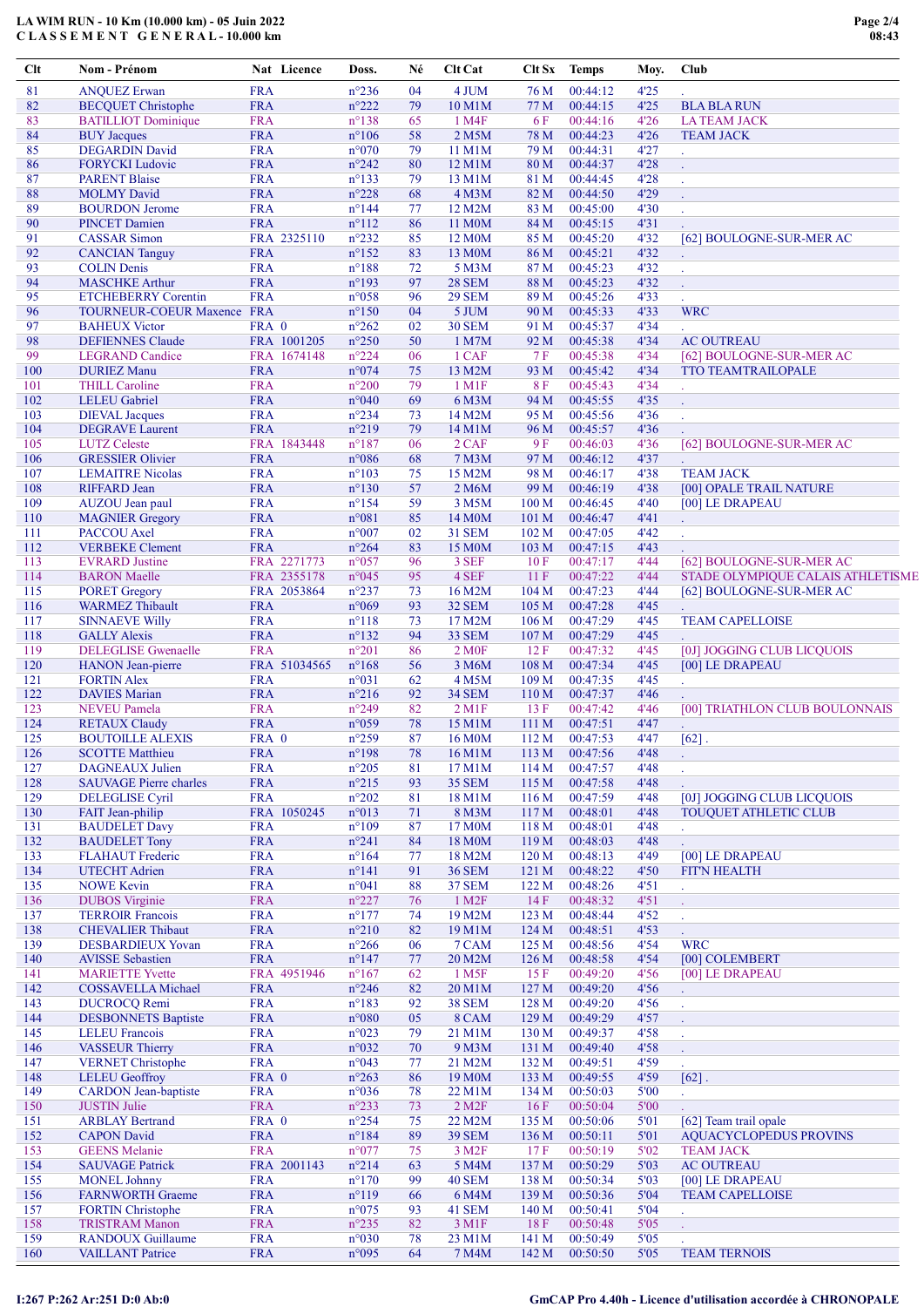# LA WIM RUN - 10 Km (10.000 km) - 05 Juin 2022
## C L A S S E M E N T   G E N E R A L - 10.000 km

| Clt | Nom - Prénom | Nat | Licence | Doss. | Né | Clt Cat | Clt Sx | Temps | Moy. | Club |
|---|---|---|---|---|---|---|---|---|---|---|
| 81 | ANQUEZ Erwan | FRA | | n°236 | 04 | 4 JUM | 76 M | 00:44:12 | 4'25 | . |
| 82 | BECQUET Christophe | FRA | | n°222 | 79 | 10 M1M | 77 M | 00:44:15 | 4'25 | BLA BLA RUN |
| 83 | BATILLIOT Dominique | FRA | | n°138 | 65 | 1 M4F | 6 F | 00:44:16 | 4'26 | LA TEAM JACK |
| 84 | BUY Jacques | FRA | | n°106 | 58 | 2 M5M | 78 M | 00:44:23 | 4'26 | TEAM JACK |
| 85 | DEGARDIN David | FRA | | n°070 | 79 | 11 M1M | 79 M | 00:44:31 | 4'27 | . |
| 86 | FORYCKI Ludovic | FRA | | n°242 | 80 | 12 M1M | 80 M | 00:44:37 | 4'28 | . |
| 87 | PARENT Blaise | FRA | | n°133 | 79 | 13 M1M | 81 M | 00:44:45 | 4'28 | . |
| 88 | MOLMY David | FRA | | n°228 | 68 | 4 M3M | 82 M | 00:44:50 | 4'29 | . |
| 89 | BOURDON Jerome | FRA | | n°144 | 77 | 12 M2M | 83 M | 00:45:00 | 4'30 | . |
| 90 | PINCET Damien | FRA | | n°112 | 86 | 11 M0M | 84 M | 00:45:15 | 4'31 | . |
| 91 | CASSAR Simon | FRA | 2325110 | n°232 | 85 | 12 M0M | 85 M | 00:45:20 | 4'32 | [62] BOULOGNE-SUR-MER AC |
| 92 | CANCIAN Tanguy | FRA | | n°152 | 83 | 13 M0M | 86 M | 00:45:21 | 4'32 | . |
| 93 | COLIN Denis | FRA | | n°188 | 72 | 5 M3M | 87 M | 00:45:23 | 4'32 | . |
| 94 | MASCHKE Arthur | FRA | | n°193 | 97 | 28 SEM | 88 M | 00:45:23 | 4'32 | . |
| 95 | ETCHEBERRY Corentin | FRA | | n°058 | 96 | 29 SEM | 89 M | 00:45:26 | 4'33 | . |
| 96 | TOURNEUR-COEUR Maxence | FRA | | n°150 | 04 | 5 JUM | 90 M | 00:45:33 | 4'33 | WRC |
| 97 | BAHEUX Victor | FRA | 0 | n°262 | 02 | 30 SEM | 91 M | 00:45:37 | 4'34 | . |
| 98 | DEFIENNES Claude | FRA | 1001205 | n°250 | 50 | 1 M7M | 92 M | 00:45:38 | 4'34 | AC OUTREAU |
| 99 | LEGRAND Candice | FRA | 1674148 | n°224 | 06 | 1 CAF | 7 F | 00:45:38 | 4'34 | [62] BOULOGNE-SUR-MER AC |
| 100 | DURIEZ Manu | FRA | | n°074 | 75 | 13 M2M | 93 M | 00:45:42 | 4'34 | TTO TEAMTRAILOPALE |
| 101 | THILL Caroline | FRA | | n°200 | 79 | 1 M1F | 8 F | 00:45:43 | 4'34 | . |
| 102 | LELEU Gabriel | FRA | | n°040 | 69 | 6 M3M | 94 M | 00:45:55 | 4'35 | . |
| 103 | DIEVAL Jacques | FRA | | n°234 | 73 | 14 M2M | 95 M | 00:45:56 | 4'36 | . |
| 104 | DEGRAVE Laurent | FRA | | n°219 | 79 | 14 M1M | 96 M | 00:45:57 | 4'36 | . |
| 105 | LUTZ Celeste | FRA | 1843448 | n°187 | 06 | 2 CAF | 9 F | 00:46:03 | 4'36 | [62] BOULOGNE-SUR-MER AC |
| 106 | GRESSIER Olivier | FRA | | n°086 | 68 | 7 M3M | 97 M | 00:46:12 | 4'37 | . |
| 107 | LEMAITRE Nicolas | FRA | | n°103 | 75 | 15 M2M | 98 M | 00:46:17 | 4'38 | TEAM JACK |
| 108 | RIFFARD Jean | FRA | | n°130 | 57 | 2 M6M | 99 M | 00:46:19 | 4'38 | [00] OPALE TRAIL NATURE |
| 109 | AUZOU Jean paul | FRA | | n°154 | 59 | 3 M5M | 100 M | 00:46:45 | 4'40 | [00] LE DRAPEAU |
| 110 | MAGNIER Gregory | FRA | | n°081 | 85 | 14 M0M | 101 M | 00:46:47 | 4'41 | . |
| 111 | PACCOU Axel | FRA | | n°007 | 02 | 31 SEM | 102 M | 00:47:05 | 4'42 | . |
| 112 | VERBEKE Clement | FRA | | n°264 | 83 | 15 M0M | 103 M | 00:47:15 | 4'43 | . |
| 113 | EVRARD Justine | FRA | 2271773 | n°057 | 96 | 3 SEF | 10 F | 00:47:17 | 4'44 | [62] BOULOGNE-SUR-MER AC |
| 114 | BARON Maelle | FRA | 2355178 | n°045 | 95 | 4 SEF | 11 F | 00:47:22 | 4'44 | STADE OLYMPIQUE CALAIS ATHLETISME |
| 115 | PORET Gregory | FRA | 2053864 | n°237 | 73 | 16 M2M | 104 M | 00:47:23 | 4'44 | [62] BOULOGNE-SUR-MER AC |
| 116 | WARMEZ Thibault | FRA | | n°069 | 93 | 32 SEM | 105 M | 00:47:28 | 4'45 | . |
| 117 | SINNAEVE Willy | FRA | | n°118 | 73 | 17 M2M | 106 M | 00:47:29 | 4'45 | TEAM CAPELLOISE |
| 118 | GALLY Alexis | FRA | | n°132 | 94 | 33 SEM | 107 M | 00:47:29 | 4'45 | . |
| 119 | DELEGLISE Gwenaelle | FRA | | n°201 | 86 | 2 M0F | 12 F | 00:47:32 | 4'45 | [0J] JOGGING CLUB LICQUOIS |
| 120 | HANON Jean-pierre | FRA | 51034565 | n°168 | 56 | 3 M6M | 108 M | 00:47:34 | 4'45 | [00] LE DRAPEAU |
| 121 | FORTIN Alex | FRA | | n°031 | 62 | 4 M5M | 109 M | 00:47:35 | 4'45 | . |
| 122 | DAVIES Marian | FRA | | n°216 | 92 | 34 SEM | 110 M | 00:47:37 | 4'46 | . |
| 123 | NEVEU Pamela | FRA | | n°249 | 82 | 2 M1F | 13 F | 00:47:42 | 4'46 | [00] TRIATHLON CLUB BOULONNAIS |
| 124 | RETAUX Claudy | FRA | | n°059 | 78 | 15 M1M | 111 M | 00:47:51 | 4'47 | . |
| 125 | BOUTOILLE ALEXIS | FRA | 0 | n°259 | 87 | 16 M0M | 112 M | 00:47:53 | 4'47 | [62] . |
| 126 | SCOTTE Matthieu | FRA | | n°198 | 78 | 16 M1M | 113 M | 00:47:56 | 4'48 | . |
| 127 | DAGNEAUX Julien | FRA | | n°205 | 81 | 17 M1M | 114 M | 00:47:57 | 4'48 | . |
| 128 | SAUVAGE Pierre charles | FRA | | n°215 | 93 | 35 SEM | 115 M | 00:47:58 | 4'48 | . |
| 129 | DELEGLISE Cyril | FRA | | n°202 | 81 | 18 M1M | 116 M | 00:47:59 | 4'48 | [0J] JOGGING CLUB LICQUOIS |
| 130 | FAIT Jean-philip | FRA | 1050245 | n°013 | 71 | 8 M3M | 117 M | 00:48:01 | 4'48 | TOUQUET ATHLETIC CLUB |
| 131 | BAUDELET Davy | FRA | | n°109 | 87 | 17 M0M | 118 M | 00:48:01 | 4'48 | . |
| 132 | BAUDELET Tony | FRA | | n°241 | 84 | 18 M0M | 119 M | 00:48:03 | 4'48 | . |
| 133 | FLAHAUT Frederic | FRA | | n°164 | 77 | 18 M2M | 120 M | 00:48:13 | 4'49 | [00] LE DRAPEAU |
| 134 | UTECHT Adrien | FRA | | n°141 | 91 | 36 SEM | 121 M | 00:48:22 | 4'50 | FIT'N HEALTH |
| 135 | NOWE Kevin | FRA | | n°041 | 88 | 37 SEM | 122 M | 00:48:26 | 4'51 | . |
| 136 | DUBOS Virginie | FRA | | n°227 | 76 | 1 M2F | 14 F | 00:48:32 | 4'51 | . |
| 137 | TERROIR Francois | FRA | | n°177 | 74 | 19 M2M | 123 M | 00:48:44 | 4'52 | . |
| 138 | CHEVALIER Thibaut | FRA | | n°210 | 82 | 19 M1M | 124 M | 00:48:51 | 4'53 | . |
| 139 | DESBARDIEUX Yovan | FRA | | n°266 | 06 | 7 CAM | 125 M | 00:48:56 | 4'54 | WRC |
| 140 | AVISSE Sebastien | FRA | | n°147 | 77 | 20 M2M | 126 M | 00:48:58 | 4'54 | [00] COLEMBERT |
| 141 | MARIETTE Yvette | FRA | 4951946 | n°167 | 62 | 1 M5F | 15 F | 00:49:20 | 4'56 | [00] LE DRAPEAU |
| 142 | COSSAVELLA Michael | FRA | | n°246 | 82 | 20 M1M | 127 M | 00:49:20 | 4'56 | . |
| 143 | DUCROCQ Remi | FRA | | n°183 | 92 | 38 SEM | 128 M | 00:49:20 | 4'56 | . |
| 144 | DESBONNETS Baptiste | FRA | | n°080 | 05 | 8 CAM | 129 M | 00:49:29 | 4'57 | . |
| 145 | LELEU Francois | FRA | | n°023 | 79 | 21 M1M | 130 M | 00:49:37 | 4'58 | . |
| 146 | VASSEUR Thierry | FRA | | n°032 | 70 | 9 M3M | 131 M | 00:49:40 | 4'58 | . |
| 147 | VERNET Christophe | FRA | | n°043 | 77 | 21 M2M | 132 M | 00:49:51 | 4'59 | . |
| 148 | LELEU Geoffroy | FRA | 0 | n°263 | 86 | 19 M0M | 133 M | 00:49:55 | 4'59 | [62] . |
| 149 | CARDON Jean-baptiste | FRA | | n°036 | 78 | 22 M1M | 134 M | 00:50:03 | 5'00 | . |
| 150 | JUSTIN Julie | FRA | | n°233 | 73 | 2 M2F | 16 F | 00:50:04 | 5'00 | . |
| 151 | ARBLAY Bertrand | FRA | 0 | n°254 | 75 | 22 M2M | 135 M | 00:50:06 | 5'01 | [62] Team trail opale |
| 152 | CAPON David | FRA | | n°184 | 89 | 39 SEM | 136 M | 00:50:11 | 5'01 | AQUACYCLOPEDUS PROVINS |
| 153 | GEENS Melanie | FRA | | n°077 | 75 | 3 M2F | 17 F | 00:50:19 | 5'02 | TEAM JACK |
| 154 | SAUVAGE Patrick | FRA | 2001143 | n°214 | 63 | 5 M4M | 137 M | 00:50:29 | 5'03 | AC OUTREAU |
| 155 | MONEL Johnny | FRA | | n°170 | 99 | 40 SEM | 138 M | 00:50:34 | 5'03 | [00] LE DRAPEAU |
| 156 | FARNWORTH Graeme | FRA | | n°119 | 66 | 6 M4M | 139 M | 00:50:36 | 5'04 | TEAM CAPELLOISE |
| 157 | FORTIN Christophe | FRA | | n°075 | 93 | 41 SEM | 140 M | 00:50:41 | 5'04 | . |
| 158 | TRISTRAM Manon | FRA | | n°235 | 82 | 3 M1F | 18 F | 00:50:48 | 5'05 | . |
| 159 | RANDOUX Guillaume | FRA | | n°030 | 78 | 23 M1M | 141 M | 00:50:49 | 5'05 | . |
| 160 | VAILLANT Patrice | FRA | | n°095 | 64 | 7 M4M | 142 M | 00:50:50 | 5'05 | TEAM TERNOIS |

I:267 P:262 Ar:251 D:0 Ab:0 — GmCAP Pro 4.40h - Licence d'utilisation accordée à CHRONOPALE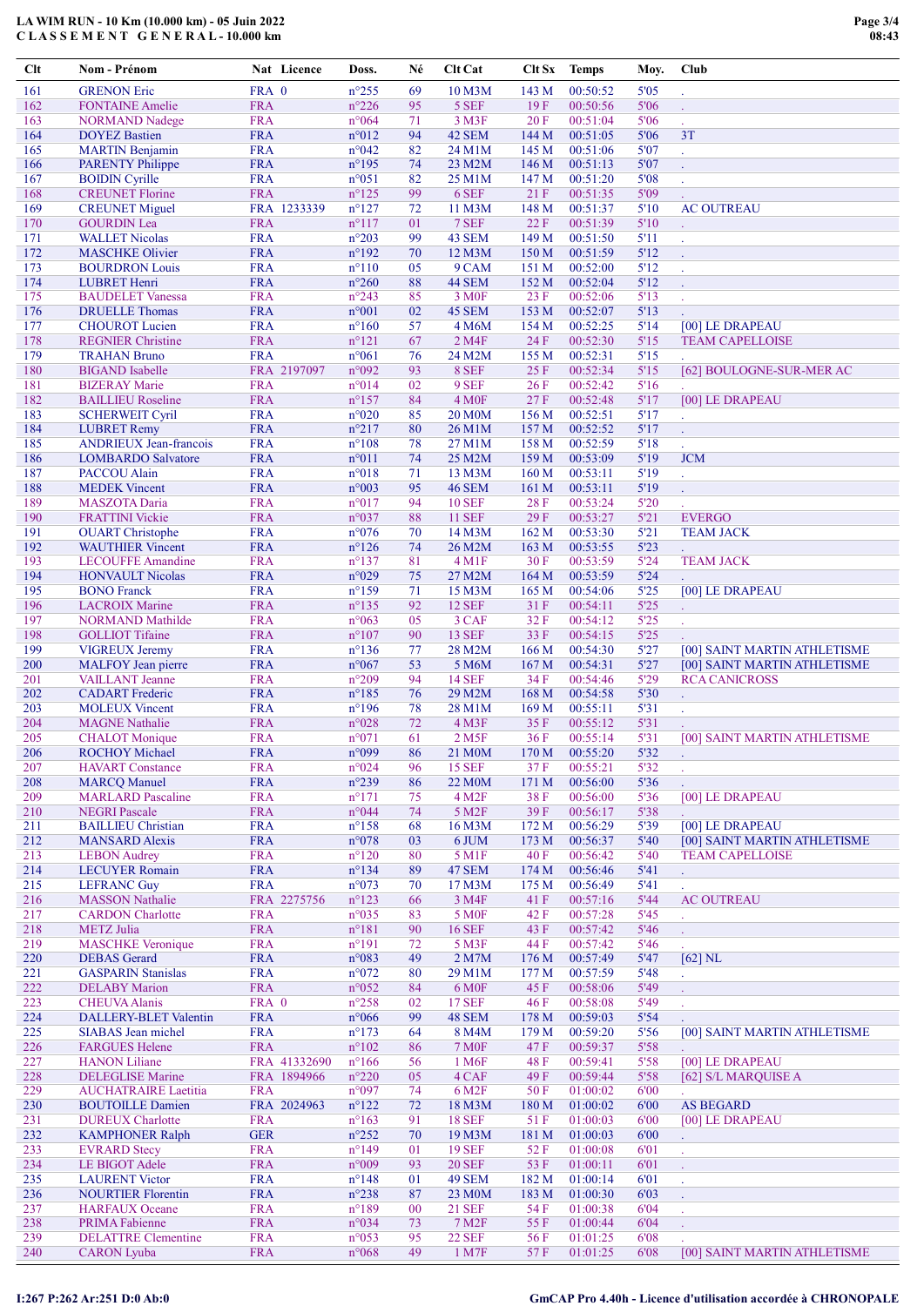# LA WIM RUN - 10 Km (10.000 km) - 05 Juin 2022
## C L A S S E M E N T G E N E R A L - 10.000 km

| Clt | Nom - Prénom | Nat | Licence | Doss. | Né | Clt Cat | Clt Sx | Temps | Moy. | Club |
|---|---|---|---|---|---|---|---|---|---|---|
| 161 | GRENON Eric | FRA | 0 | n°255 | 69 | 10 M3M | 143 M | 00:50:52 | 5'05 | . |
| 162 | FONTAINE Amelie | FRA | | n°226 | 95 | 5 SEF | 19 F | 00:50:56 | 5'06 | . |
| 163 | NORMAND Nadege | FRA | | n°064 | 71 | 3 M3F | 20 F | 00:51:04 | 5'06 | . |
| 164 | DOYEZ Bastien | FRA | | n°012 | 94 | 42 SEM | 144 M | 00:51:05 | 5'06 | 3T |
| 165 | MARTIN Benjamin | FRA | | n°042 | 82 | 24 M1M | 145 M | 00:51:06 | 5'07 | . |
| 166 | PARENTY Philippe | FRA | | n°195 | 74 | 23 M2M | 146 M | 00:51:13 | 5'07 | . |
| 167 | BOIDIN Cyrille | FRA | | n°051 | 82 | 25 M1M | 147 M | 00:51:20 | 5'08 | . |
| 168 | CREUNET Florine | FRA | | n°125 | 99 | 6 SEF | 21 F | 00:51:35 | 5'09 | . |
| 169 | CREUNET Miguel | FRA | 1233339 | n°127 | 72 | 11 M3M | 148 M | 00:51:37 | 5'10 | AC OUTREAU |
| 170 | GOURDIN Lea | FRA | | n°117 | 01 | 7 SEF | 22 F | 00:51:39 | 5'10 | . |
| 171 | WALLET Nicolas | FRA | | n°203 | 99 | 43 SEM | 149 M | 00:51:50 | 5'11 | . |
| 172 | MASCHKE Olivier | FRA | | n°192 | 70 | 12 M3M | 150 M | 00:51:59 | 5'12 | . |
| 173 | BOURDRON Louis | FRA | | n°110 | 05 | 9 CAM | 151 M | 00:52:00 | 5'12 | . |
| 174 | LUBRET Henri | FRA | | n°260 | 88 | 44 SEM | 152 M | 00:52:04 | 5'12 | . |
| 175 | BAUDELET Vanessa | FRA | | n°243 | 85 | 3 M0F | 23 F | 00:52:06 | 5'13 | . |
| 176 | DRUELLE Thomas | FRA | | n°001 | 02 | 45 SEM | 153 M | 00:52:07 | 5'13 | . |
| 177 | CHOUROT Lucien | FRA | | n°160 | 57 | 4 M6M | 154 M | 00:52:25 | 5'14 | [00] LE DRAPEAU |
| 178 | REGNIER Christine | FRA | | n°121 | 67 | 2 M4F | 24 F | 00:52:30 | 5'15 | TEAM CAPELLOISE |
| 179 | TRAHAN Bruno | FRA | | n°061 | 76 | 24 M2M | 155 M | 00:52:31 | 5'15 | . |
| 180 | BIGAND Isabelle | FRA | 2197097 | n°092 | 93 | 8 SEF | 25 F | 00:52:34 | 5'15 | [62] BOULOGNE-SUR-MER AC |
| 181 | BIZERAY Marie | FRA | | n°014 | 02 | 9 SEF | 26 F | 00:52:42 | 5'16 | . |
| 182 | BAILLIEU Roseline | FRA | | n°157 | 84 | 4 M0F | 27 F | 00:52:48 | 5'17 | [00] LE DRAPEAU |
| 183 | SCHERWEIT Cyril | FRA | | n°020 | 85 | 20 M0M | 156 M | 00:52:51 | 5'17 | . |
| 184 | LUBRET Remy | FRA | | n°217 | 80 | 26 M1M | 157 M | 00:52:52 | 5'17 | . |
| 185 | ANDRIEUX Jean-francois | FRA | | n°108 | 78 | 27 M1M | 158 M | 00:52:59 | 5'18 | . |
| 186 | LOMBARDO Salvatore | FRA | | n°011 | 74 | 25 M2M | 159 M | 00:53:09 | 5'19 | JCM |
| 187 | PACCOU Alain | FRA | | n°018 | 71 | 13 M3M | 160 M | 00:53:11 | 5'19 | . |
| 188 | MEDEK Vincent | FRA | | n°003 | 95 | 46 SEM | 161 M | 00:53:11 | 5'19 | . |
| 189 | MASZOTA Daria | FRA | | n°017 | 94 | 10 SEF | 28 F | 00:53:24 | 5'20 | . |
| 190 | FRATTINI Vickie | FRA | | n°037 | 88 | 11 SEF | 29 F | 00:53:27 | 5'21 | EVERGO |
| 191 | OUART Christophe | FRA | | n°076 | 70 | 14 M3M | 162 M | 00:53:30 | 5'21 | TEAM JACK |
| 192 | WAUTHIER Vincent | FRA | | n°126 | 74 | 26 M2M | 163 M | 00:53:55 | 5'23 | . |
| 193 | LECOUFFE Amandine | FRA | | n°137 | 81 | 4 M1F | 30 F | 00:53:59 | 5'24 | TEAM JACK |
| 194 | HONVAULT Nicolas | FRA | | n°029 | 75 | 27 M2M | 164 M | 00:53:59 | 5'24 | . |
| 195 | BONO Franck | FRA | | n°159 | 71 | 15 M3M | 165 M | 00:54:06 | 5'25 | [00] LE DRAPEAU |
| 196 | LACROIX Marine | FRA | | n°135 | 92 | 12 SEF | 31 F | 00:54:11 | 5'25 | . |
| 197 | NORMAND Mathilde | FRA | | n°063 | 05 | 3 CAF | 32 F | 00:54:12 | 5'25 | . |
| 198 | GOLLIOT Tifaine | FRA | | n°107 | 90 | 13 SEF | 33 F | 00:54:15 | 5'25 | . |
| 199 | VIGREUX Jeremy | FRA | | n°136 | 77 | 28 M2M | 166 M | 00:54:30 | 5'27 | [00] SAINT MARTIN ATHLETISME |
| 200 | MALFOY Jean pierre | FRA | | n°067 | 53 | 5 M6M | 167 M | 00:54:31 | 5'27 | [00] SAINT MARTIN ATHLETISME |
| 201 | VAILLANT Jeanne | FRA | | n°209 | 94 | 14 SEF | 34 F | 00:54:46 | 5'29 | RCA CANICROSS |
| 202 | CADART Frederic | FRA | | n°185 | 76 | 29 M2M | 168 M | 00:54:58 | 5'30 | . |
| 203 | MOLEUX Vincent | FRA | | n°196 | 78 | 28 M1M | 169 M | 00:55:11 | 5'31 | . |
| 204 | MAGNE Nathalie | FRA | | n°028 | 72 | 4 M3F | 35 F | 00:55:12 | 5'31 | . |
| 205 | CHALOT Monique | FRA | | n°071 | 61 | 2 M5F | 36 F | 00:55:14 | 5'31 | [00] SAINT MARTIN ATHLETISME |
| 206 | ROCHOY Michael | FRA | | n°099 | 86 | 21 M0M | 170 M | 00:55:20 | 5'32 | . |
| 207 | HAVART Constance | FRA | | n°024 | 96 | 15 SEF | 37 F | 00:55:21 | 5'32 | . |
| 208 | MARCQ Manuel | FRA | | n°239 | 86 | 22 M0M | 171 M | 00:56:00 | 5'36 | . |
| 209 | MARLARD Pascaline | FRA | | n°171 | 75 | 4 M2F | 38 F | 00:56:00 | 5'36 | [00] LE DRAPEAU |
| 210 | NEGRI Pascale | FRA | | n°044 | 74 | 5 M2F | 39 F | 00:56:17 | 5'38 | . |
| 211 | BAILLIEU Christian | FRA | | n°158 | 68 | 16 M3M | 172 M | 00:56:29 | 5'39 | [00] LE DRAPEAU |
| 212 | MANSARD Alexis | FRA | | n°078 | 03 | 6 JUM | 173 M | 00:56:37 | 5'40 | [00] SAINT MARTIN ATHLETISME |
| 213 | LEBON Audrey | FRA | | n°120 | 80 | 5 M1F | 40 F | 00:56:42 | 5'40 | TEAM CAPELLOISE |
| 214 | LECUYER Romain | FRA | | n°134 | 89 | 47 SEM | 174 M | 00:56:46 | 5'41 | . |
| 215 | LEFRANC Guy | FRA | | n°073 | 70 | 17 M3M | 175 M | 00:56:49 | 5'41 | . |
| 216 | MASSON Nathalie | FRA | 2275756 | n°123 | 66 | 3 M4F | 41 F | 00:57:16 | 5'44 | AC OUTREAU |
| 217 | CARDON Charlotte | FRA | | n°035 | 83 | 5 M0F | 42 F | 00:57:28 | 5'45 | . |
| 218 | METZ Julia | FRA | | n°181 | 90 | 16 SEF | 43 F | 00:57:42 | 5'46 | . |
| 219 | MASCHKE Veronique | FRA | | n°191 | 72 | 5 M3F | 44 F | 00:57:42 | 5'46 | . |
| 220 | DEBAS Gerard | FRA | | n°083 | 49 | 2 M7M | 176 M | 00:57:49 | 5'47 | [62] NL |
| 221 | GASPARIN Stanislas | FRA | | n°072 | 80 | 29 M1M | 177 M | 00:57:59 | 5'48 | . |
| 222 | DELABY Marion | FRA | | n°052 | 84 | 6 M0F | 45 F | 00:58:06 | 5'49 | . |
| 223 | CHEUVA Alanis | FRA | 0 | n°258 | 02 | 17 SEF | 46 F | 00:58:08 | 5'49 | . |
| 224 | DALLERY-BLET Valentin | FRA | | n°066 | 99 | 48 SEM | 178 M | 00:59:03 | 5'54 | . |
| 225 | SIABAS Jean michel | FRA | | n°173 | 64 | 8 M4M | 179 M | 00:59:20 | 5'56 | [00] SAINT MARTIN ATHLETISME |
| 226 | FARGUES Helene | FRA | | n°102 | 86 | 7 M0F | 47 F | 00:59:37 | 5'58 | . |
| 227 | HANON Liliane | FRA | 41332690 | n°166 | 56 | 1 M6F | 48 F | 00:59:41 | 5'58 | [00] LE DRAPEAU |
| 228 | DELEGLISE Marine | FRA | 1894966 | n°220 | 05 | 4 CAF | 49 F | 00:59:44 | 5'58 | [62] S/L MARQUISE A |
| 229 | AUCHATRAIRE Laetitia | FRA | | n°097 | 74 | 6 M2F | 50 F | 01:00:02 | 6'00 | . |
| 230 | BOUTOILLE Damien | FRA | 2024963 | n°122 | 72 | 18 M3M | 180 M | 01:00:02 | 6'00 | AS BEGARD |
| 231 | DUREUX Charlotte | FRA | | n°163 | 91 | 18 SEF | 51 F | 01:00:03 | 6'00 | [00] LE DRAPEAU |
| 232 | KAMPHONER Ralph | GER | | n°252 | 70 | 19 M3M | 181 M | 01:00:03 | 6'00 | . |
| 233 | EVRARD Stecy | FRA | | n°149 | 01 | 19 SEF | 52 F | 01:00:08 | 6'01 | . |
| 234 | LE BIGOT Adele | FRA | | n°009 | 93 | 20 SEF | 53 F | 01:00:11 | 6'01 | . |
| 235 | LAURENT Victor | FRA | | n°148 | 01 | 49 SEM | 182 M | 01:00:14 | 6'01 | . |
| 236 | NOURTIER Florentin | FRA | | n°238 | 87 | 23 M0M | 183 M | 01:00:30 | 6'03 | . |
| 237 | HARFAUX Oceane | FRA | | n°189 | 00 | 21 SEF | 54 F | 01:00:38 | 6'04 | . |
| 238 | PRIMA Fabienne | FRA | | n°034 | 73 | 7 M2F | 55 F | 01:00:44 | 6'04 | . |
| 239 | DELATTRE Clementine | FRA | | n°053 | 95 | 22 SEF | 56 F | 01:01:25 | 6'08 | . |
| 240 | CARON Lyuba | FRA | | n°068 | 49 | 1 M7F | 57 F | 01:01:25 | 6'08 | [00] SAINT MARTIN ATHLETISME |

I:267 P:262 Ar:251 D:0 Ab:0

GmCAP Pro 4.40h - Licence d'utilisation accordée à CHRONOPALE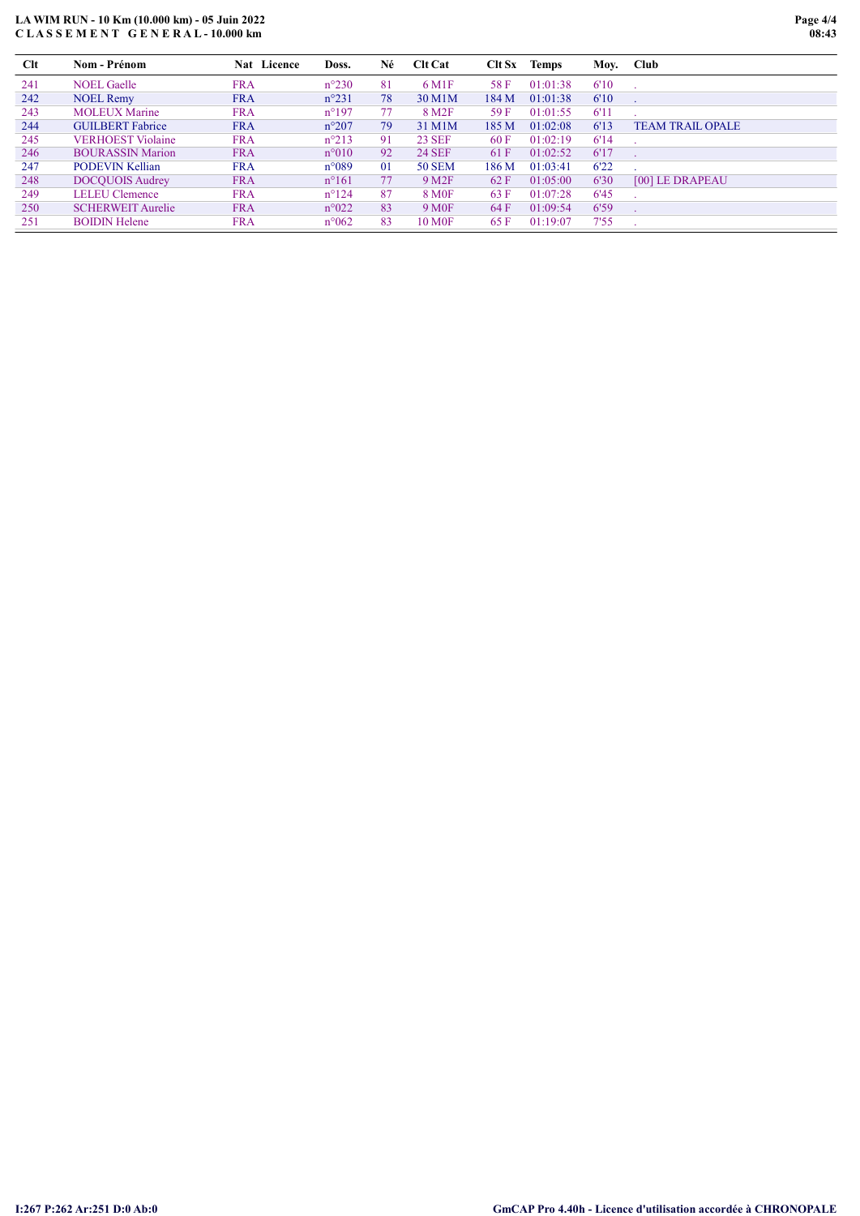**LA WIM RUN - 10 Km (10.000 km) - 05 Juin 2022**
**C L A S S E M E N T   G E N E R A L - 10.000 km**

| Clt | Nom - Prénom | Nat | Licence | Doss. | Né | Clt Cat | Clt Sx | Temps | Moy. | Club |
|---|---|---|---|---|---|---|---|---|---|---|
| 241 | NOEL Gaelle | FRA | | n°230 | 81 | 6 M1F | 58 F | 01:01:38 | 6'10 | . |
| 242 | NOEL Remy | FRA | | n°231 | 78 | 30 M1M | 184 M | 01:01:38 | 6'10 | . |
| 243 | MOLEUX Marine | FRA | | n°197 | 77 | 8 M2F | 59 F | 01:01:55 | 6'11 | . |
| 244 | GUILBERT Fabrice | FRA | | n°207 | 79 | 31 M1M | 185 M | 01:02:08 | 6'13 | TEAM TRAIL OPALE |
| 245 | VERHOEST Violaine | FRA | | n°213 | 91 | 23 SEF | 60 F | 01:02:19 | 6'14 | . |
| 246 | BOURASSIN Marion | FRA | | n°010 | 92 | 24 SEF | 61 F | 01:02:52 | 6'17 | . |
| 247 | PODEVIN Kellian | FRA | | n°089 | 01 | 50 SEM | 186 M | 01:03:41 | 6'22 | . |
| 248 | DOCQUOIS Audrey | FRA | | n°161 | 77 | 9 M2F | 62 F | 01:05:00 | 6'30 | [00] LE DRAPEAU |
| 249 | LELEU Clemence | FRA | | n°124 | 87 | 8 M0F | 63 F | 01:07:28 | 6'45 | . |
| 250 | SCHERWEIT Aurelie | FRA | | n°022 | 83 | 9 M0F | 64 F | 01:09:54 | 6'59 | . |
| 251 | BOIDIN Helene | FRA | | n°062 | 83 | 10 M0F | 65 F | 01:19:07 | 7'55 | . |

I:267 P:262 Ar:251 D:0 Ab:0

GmCAP Pro 4.40h - Licence d'utilisation accordée à CHRONOPALE